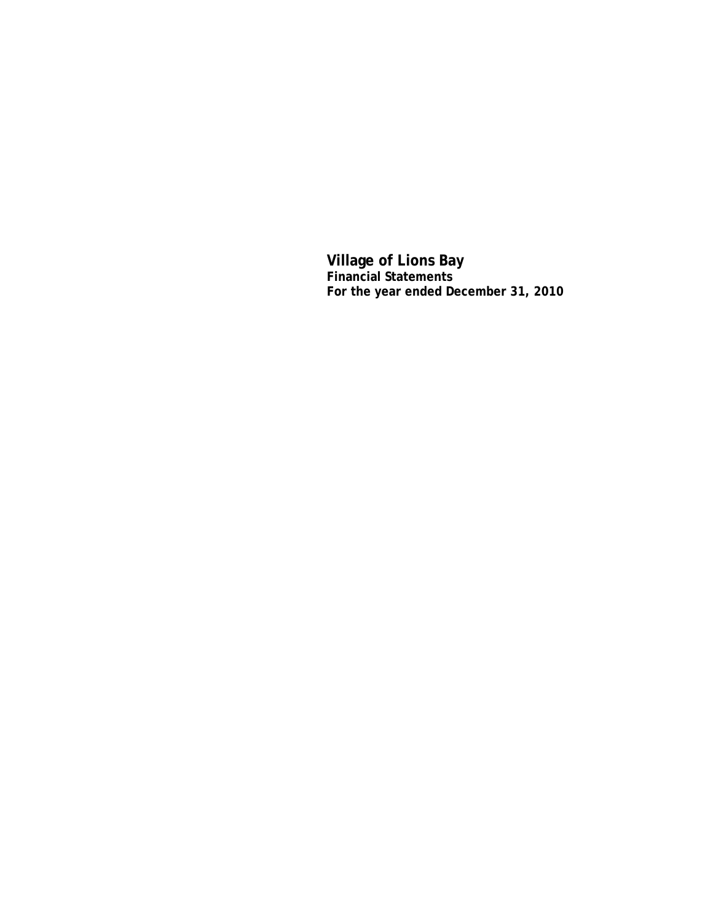# Village of Lions Bay

**Financial Statements**

**For the year ended December 31, 2010**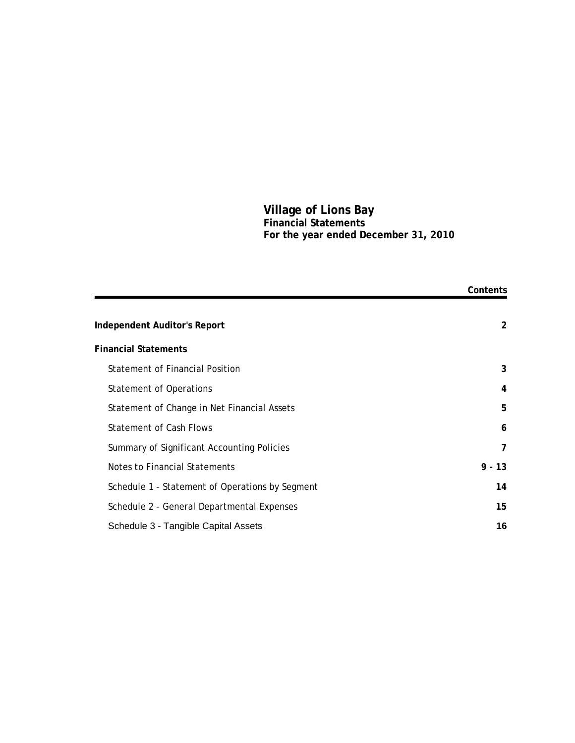# Village of Lions Bay
## Financial Statements
## For the year ended December 31, 2010

| | Contents |
|---|---|
| **Independent Auditor's Report** | **2** |
| **Financial Statements** | |
| Statement of Financial Position | **3** |
| Statement of Operations | **4** |
| Statement of Change in Net Financial Assets | **5** |
| Statement of Cash Flows | **6** |
| Summary of Significant Accounting Policies | **7** |
| Notes to Financial Statements | **9 - 13** |
| Schedule 1 - Statement of Operations by Segment | **14** |
| Schedule 2 - General Departmental Expenses | **15** |
| Schedule 3 - Tangible Capital Assets | **16** |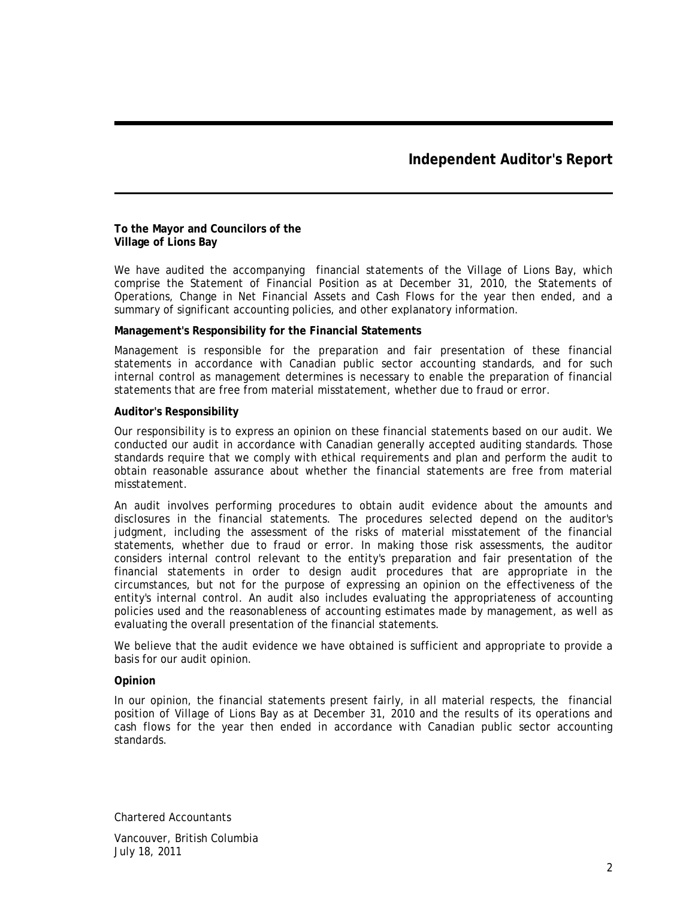# Independent Auditor's Report

**To the Mayor and Councilors of the**
**Village of Lions Bay**

We have audited the accompanying financial statements of the Village of Lions Bay, which comprise the Statement of Financial Position as at December 31, 2010, the Statements of Operations, Change in Net Financial Assets and Cash Flows for the year then ended, and a summary of significant accounting policies, and other explanatory information.

**Management's Responsibility for the Financial Statements**

Management is responsible for the preparation and fair presentation of these financial statements in accordance with Canadian public sector accounting standards, and for such internal control as management determines is necessary to enable the preparation of financial statements that are free from material misstatement, whether due to fraud or error.

**Auditor's Responsibility**

Our responsibility is to express an opinion on these financial statements based on our audit. We conducted our audit in accordance with Canadian generally accepted auditing standards. Those standards require that we comply with ethical requirements and plan and perform the audit to obtain reasonable assurance about whether the financial statements are free from material misstatement.

An audit involves performing procedures to obtain audit evidence about the amounts and disclosures in the financial statements. The procedures selected depend on the auditor's judgment, including the assessment of the risks of material misstatement of the financial statements, whether due to fraud or error. In making those risk assessments, the auditor considers internal control relevant to the entity's preparation and fair presentation of the financial statements in order to design audit procedures that are appropriate in the circumstances, but not for the purpose of expressing an opinion on the effectiveness of the entity's internal control. An audit also includes evaluating the appropriateness of accounting policies used and the reasonableness of accounting estimates made by management, as well as evaluating the overall presentation of the financial statements.

We believe that the audit evidence we have obtained is sufficient and appropriate to provide a basis for our audit opinion.

**Opinion**

In our opinion, the financial statements present fairly, in all material respects, the financial position of Village of Lions Bay as at December 31, 2010 and the results of its operations and cash flows for the year then ended in accordance with Canadian public sector accounting standards.

Chartered Accountants

Vancouver, British Columbia
July 18, 2011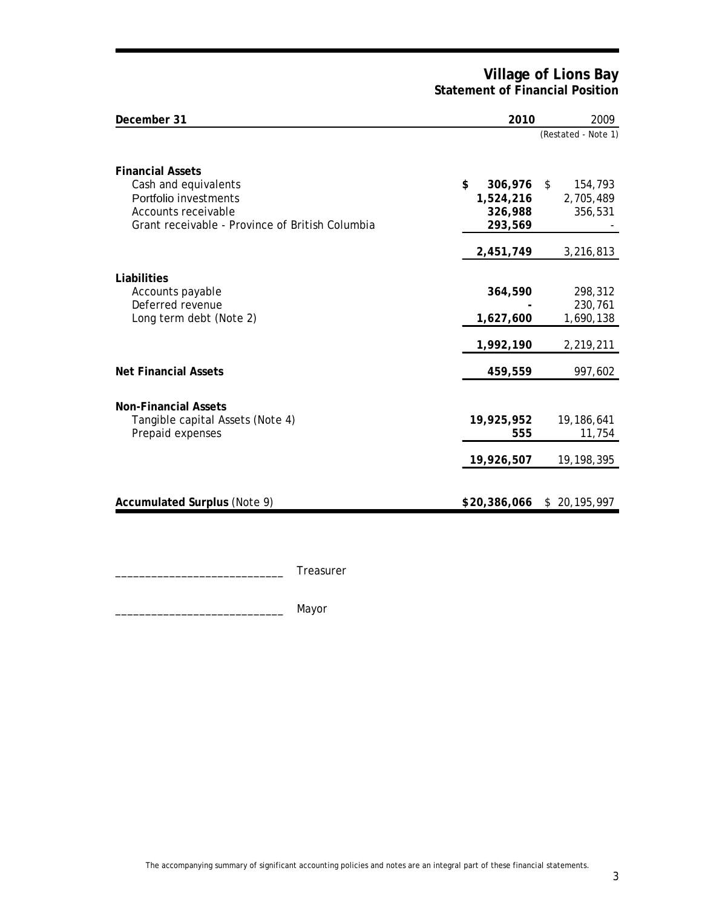# Village of Lions Bay

## Statement of Financial Position

| December 31 | 2010 | 2009 |
|---|---|---|
| | | (Restated - Note 1) |
| **Financial Assets** | | |
| Cash and equivalents | **$ 306,976** | $ 154,793 |
| Portfolio investments | **1,524,216** | 2,705,489 |
| Accounts receivable | **326,988** | 356,531 |
| Grant receivable - Province of British Columbia | **293,569** | - |
| | **2,451,749** | 3,216,813 |
| **Liabilities** | | |
| Accounts payable | **364,590** | 298,312 |
| Deferred revenue | **-** | 230,761 |
| Long term debt (Note 2) | **1,627,600** | 1,690,138 |
| | **1,992,190** | 2,219,211 |
| **Net Financial Assets** | **459,559** | 997,602 |
| **Non-Financial Assets** | | |
| Tangible capital Assets (Note 4) | **19,925,952** | 19,186,641 |
| Prepaid expenses | **555** | 11,754 |
| | **19,926,507** | 19,198,395 |
| **Accumulated Surplus** (Note 9) | **$20,386,066** | $ 20,195,997 |

____________________________ Treasurer

____________________________ Mayor

The accompanying summary of significant accounting policies and notes are an integral part of these financial statements.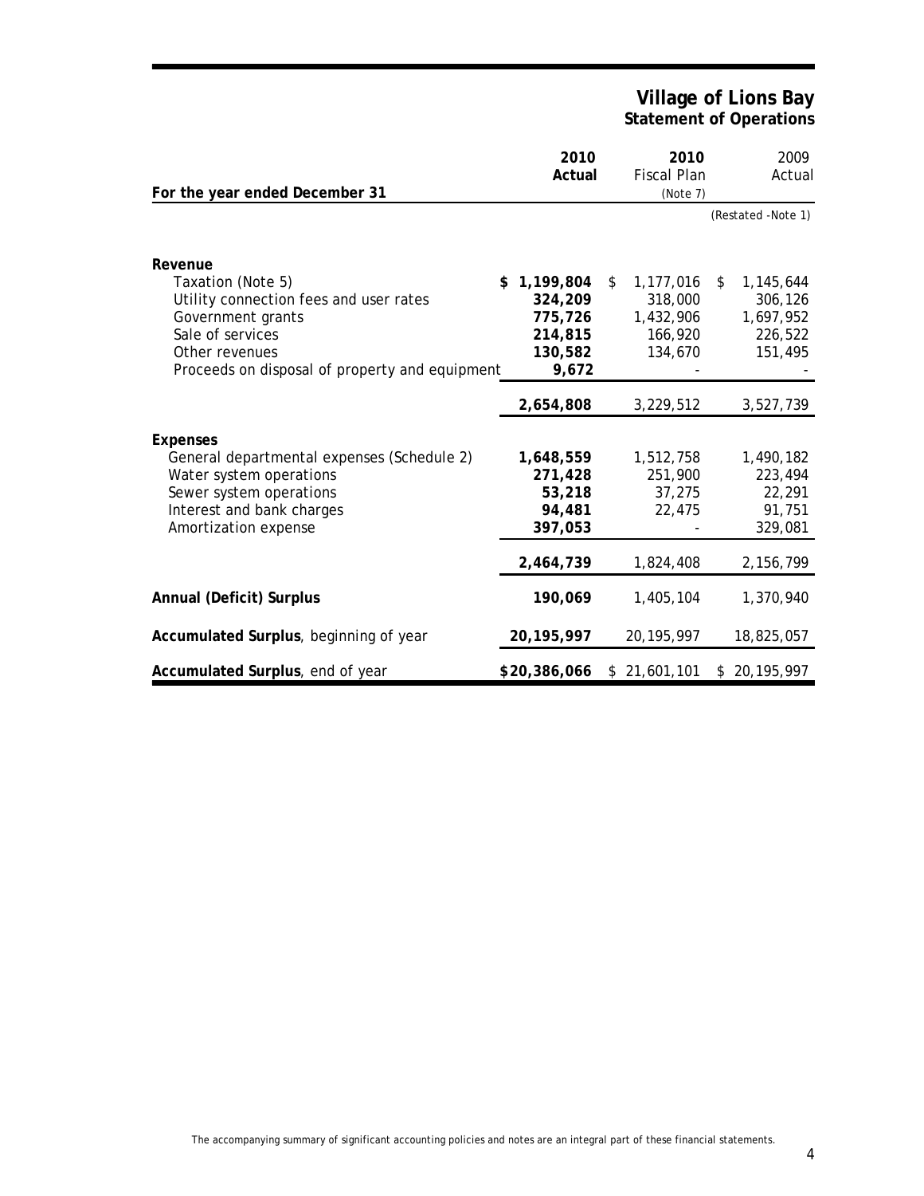# Village of Lions Bay

## Statement of Operations

| For the year ended December 31 | 2010 Actual | 2010 Fiscal Plan (Note 7) | 2009 Actual (Restated -Note 1) |
|---|---|---|---|
| **Revenue** | | | |
| Taxation (Note 5) | **$ 1,199,804** | $ 1,177,016 | $ 1,145,644 |
| Utility connection fees and user rates | **324,209** | 318,000 | 306,126 |
| Government grants | **775,726** | 1,432,906 | 1,697,952 |
| Sale of services | **214,815** | 166,920 | 226,522 |
| Other revenues | **130,582** | 134,670 | 151,495 |
| Proceeds on disposal of property and equipment | **9,672** | - | - |
| | **2,654,808** | 3,229,512 | 3,527,739 |
| **Expenses** | | | |
| General departmental expenses (Schedule 2) | **1,648,559** | 1,512,758 | 1,490,182 |
| Water system operations | **271,428** | 251,900 | 223,494 |
| Sewer system operations | **53,218** | 37,275 | 22,291 |
| Interest and bank charges | **94,481** | 22,475 | 91,751 |
| Amortization expense | **397,053** | - | 329,081 |
| | **2,464,739** | 1,824,408 | 2,156,799 |
| **Annual (Deficit) Surplus** | **190,069** | 1,405,104 | 1,370,940 |
| **Accumulated Surplus**, beginning of year | **20,195,997** | 20,195,997 | 18,825,057 |
| **Accumulated Surplus**, end of year | **$20,386,066** | $ 21,601,101 | $ 20,195,997 |

The accompanying summary of significant accounting policies and notes are an integral part of these financial statements.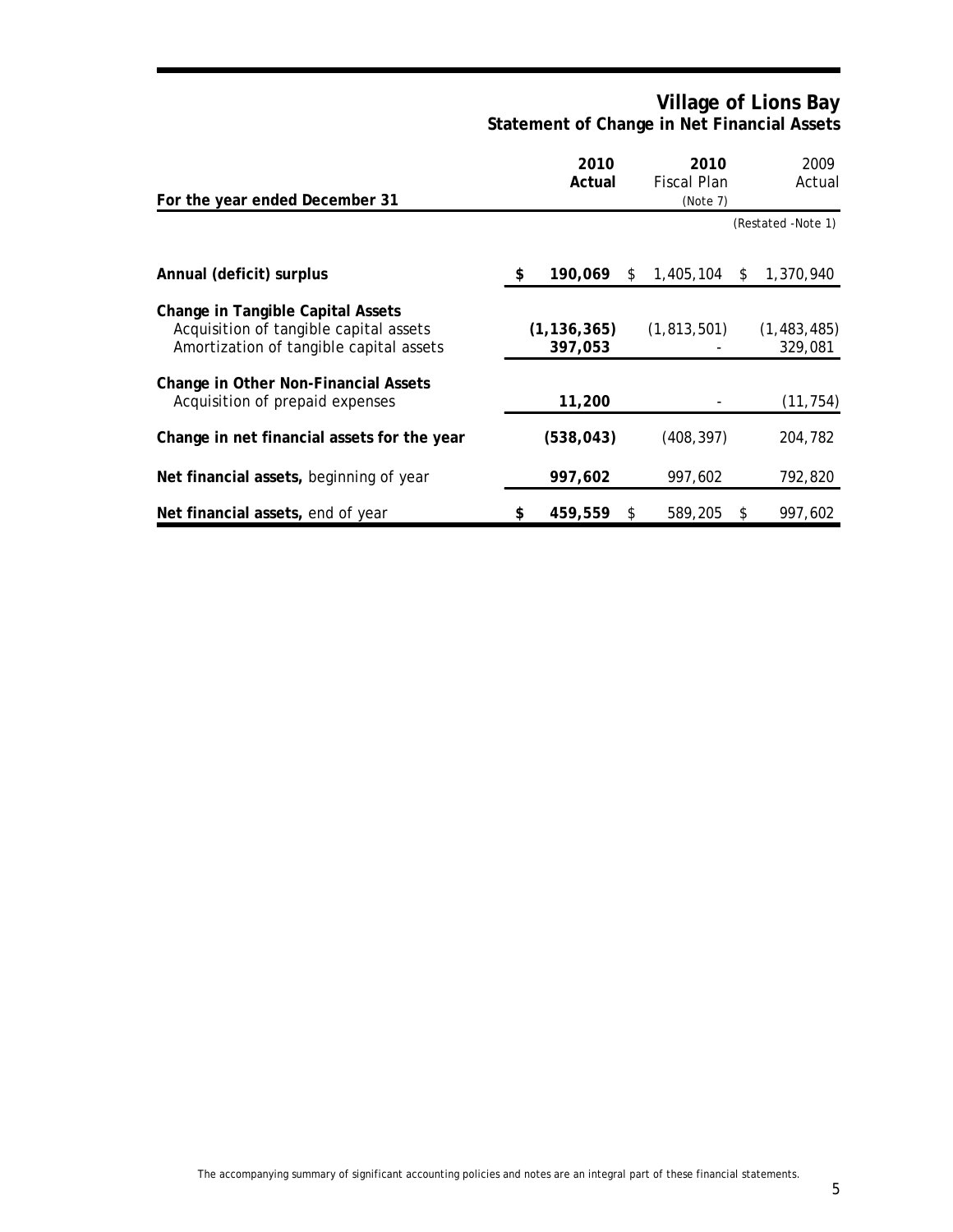# Village of Lions Bay

## Statement of Change in Net Financial Assets

| For the year ended December 31 | 2010 Actual | 2010 Fiscal Plan (Note 7) | 2009 Actual (Restated -Note 1) |
|---|---|---|---|
| **Annual (deficit) surplus** | **$ 190,069** | $ 1,405,104 | $ 1,370,940 |
| **Change in Tangible Capital Assets** | | | |
| Acquisition of tangible capital assets | **(1,136,365)** | (1,813,501) | (1,483,485) |
| Amortization of tangible capital assets | **397,053** | - | 329,081 |
| **Change in Other Non-Financial Assets** | | | |
| Acquisition of prepaid expenses | **11,200** | - | (11,754) |
| **Change in net financial assets for the year** | **(538,043)** | (408,397) | 204,782 |
| **Net financial assets,** beginning of year | **997,602** | 997,602 | 792,820 |
| **Net financial assets,** end of year | **$ 459,559** | $ 589,205 | $ 997,602 |

The accompanying summary of significant accounting policies and notes are an integral part of these financial statements.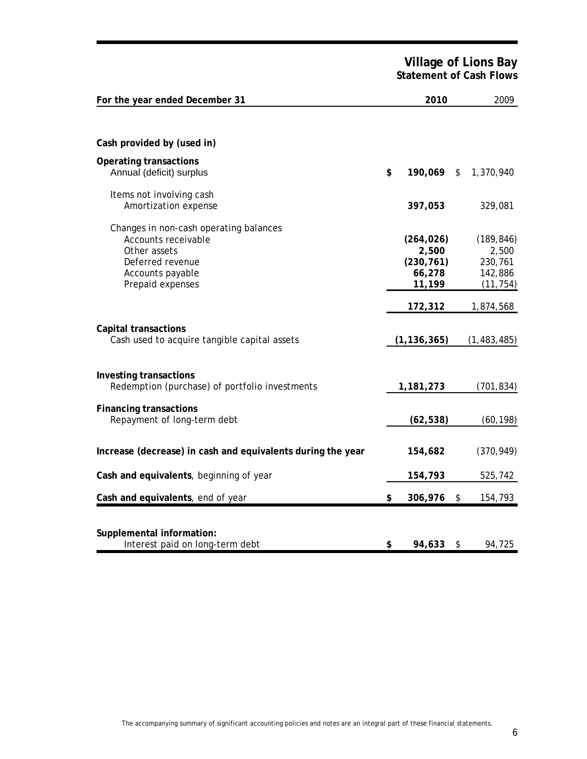# Village of Lions Bay
## Statement of Cash Flows

| For the year ended December 31 | 2010 | 2009 |
|---|---|---|
| **Cash provided by (used in)** | | |
| **Operating transactions** | | |
| Annual (deficit) surplus | $ **190,069** | $ 1,370,940 |
| Items not involving cash | | |
| Amortization expense | **397,053** | 329,081 |
| Changes in non-cash operating balances | | |
| Accounts receivable | **(264,026)** | (189,846) |
| Other assets | **2,500** | 2,500 |
| Deferred revenue | **(230,761)** | 230,761 |
| Accounts payable | **66,278** | 142,886 |
| Prepaid expenses | **11,199** | (11,754) |
| | **172,312** | 1,874,568 |
| **Capital transactions** | | |
| Cash used to acquire tangible capital assets | **(1,136,365)** | (1,483,485) |
| **Investing transactions** | | |
| Redemption (purchase) of portfolio investments | **1,181,273** | (701,834) |
| **Financing transactions** | | |
| Repayment of long-term debt | **(62,538)** | (60,198) |
| **Increase (decrease) in cash and equivalents during the year** | **154,682** | (370,949) |
| **Cash and equivalents**, beginning of year | **154,793** | 525,742 |
| **Cash and equivalents**, end of year | $ **306,976** | $ 154,793 |
| **Supplemental information:** | | |
| Interest paid on long-term debt | $ **94,633** | $ 94,725 |

The accompanying summary of significant accounting policies and notes are an integral part of these financial statements.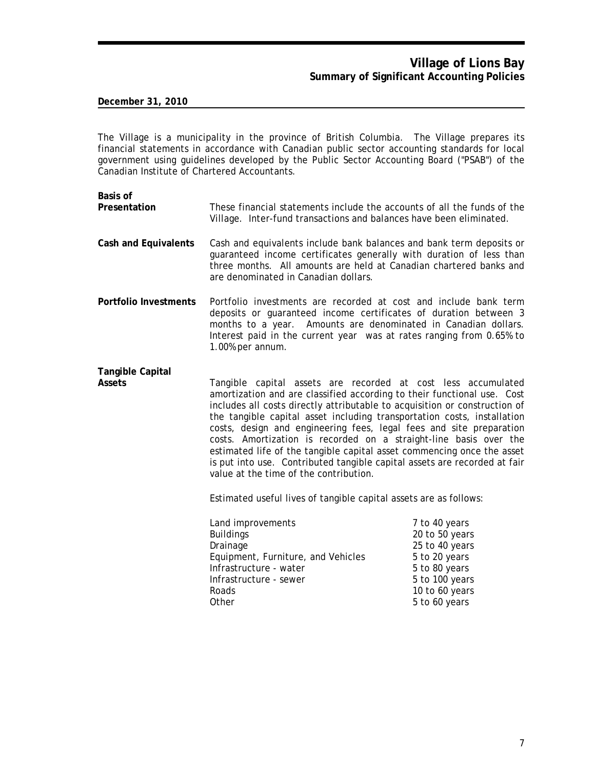# Village of Lions Bay
## Summary of Significant Accounting Policies

**December 31, 2010**

The Village is a municipality in the province of British Columbia. The Village prepares its financial statements in accordance with Canadian public sector accounting standards for local government using guidelines developed by the Public Sector Accounting Board ("PSAB") of the Canadian Institute of Chartered Accountants.

**Basis of Presentation**

These financial statements include the accounts of all the funds of the Village. Inter-fund transactions and balances have been eliminated.

**Cash and Equivalents**

Cash and equivalents include bank balances and bank term deposits or guaranteed income certificates generally with duration of less than three months. All amounts are held at Canadian chartered banks and are denominated in Canadian dollars.

**Portfolio Investments**

Portfolio investments are recorded at cost and include bank term deposits or guaranteed income certificates of duration between 3 months to a year. Amounts are denominated in Canadian dollars. Interest paid in the current year was at rates ranging from 0.65% to 1.00% per annum.

**Tangible Capital Assets**

Tangible capital assets are recorded at cost less accumulated amortization and are classified according to their functional use. Cost includes all costs directly attributable to acquisition or construction of the tangible capital asset including transportation costs, installation costs, design and engineering fees, legal fees and site preparation costs. Amortization is recorded on a straight-line basis over the estimated life of the tangible capital asset commencing once the asset is put into use. Contributed tangible capital assets are recorded at fair value at the time of the contribution.

Estimated useful lives of tangible capital assets are as follows:

| | |
|---|---|
| Land improvements | 7 to 40 years |
| Buildings | 20 to 50 years |
| Drainage | 25 to 40 years |
| Equipment, Furniture, and Vehicles | 5 to 20 years |
| Infrastructure - water | 5 to 80 years |
| Infrastructure - sewer | 5 to 100 years |
| Roads | 10 to 60 years |
| Other | 5 to 60 years |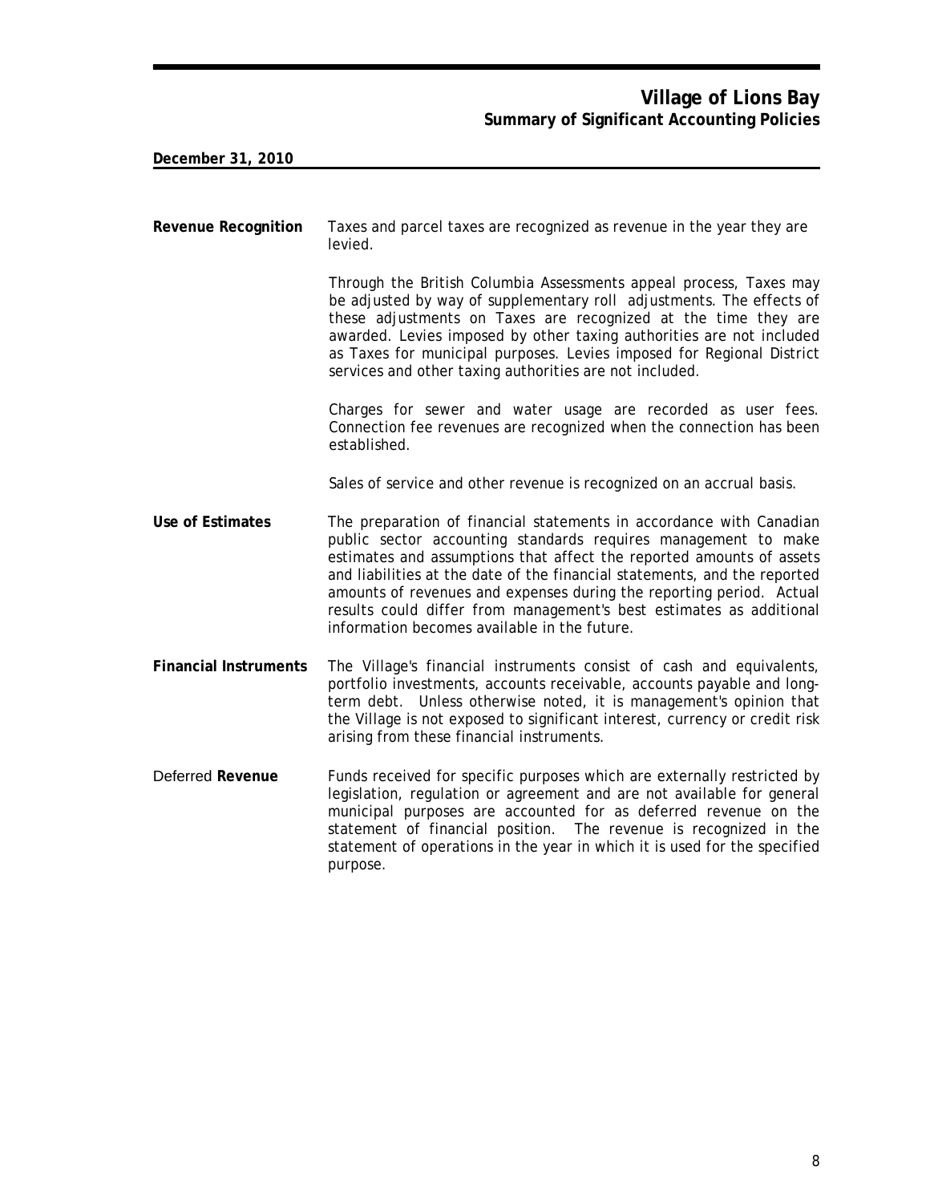# Village of Lions Bay
## Summary of Significant Accounting Policies

**December 31, 2010**

**Revenue Recognition**

Taxes and parcel taxes are recognized as revenue in the year they are levied.

Through the British Columbia Assessments appeal process, Taxes may be adjusted by way of supplementary roll adjustments. The effects of these adjustments on Taxes are recognized at the time they are awarded. Levies imposed by other taxing authorities are not included as Taxes for municipal purposes. Levies imposed for Regional District services and other taxing authorities are not included.

Charges for sewer and water usage are recorded as user fees. Connection fee revenues are recognized when the connection has been established.

Sales of service and other revenue is recognized on an accrual basis.

**Use of Estimates**

The preparation of financial statements in accordance with Canadian public sector accounting standards requires management to make estimates and assumptions that affect the reported amounts of assets and liabilities at the date of the financial statements, and the reported amounts of revenues and expenses during the reporting period. Actual results could differ from management's best estimates as additional information becomes available in the future.

**Financial Instruments**

The Village's financial instruments consist of cash and equivalents, portfolio investments, accounts receivable, accounts payable and long-term debt. Unless otherwise noted, it is management's opinion that the Village is not exposed to significant interest, currency or credit risk arising from these financial instruments.

Deferred **Revenue**

Funds received for specific purposes which are externally restricted by legislation, regulation or agreement and are not available for general municipal purposes are accounted for as deferred revenue on the statement of financial position. The revenue is recognized in the statement of operations in the year in which it is used for the specified purpose.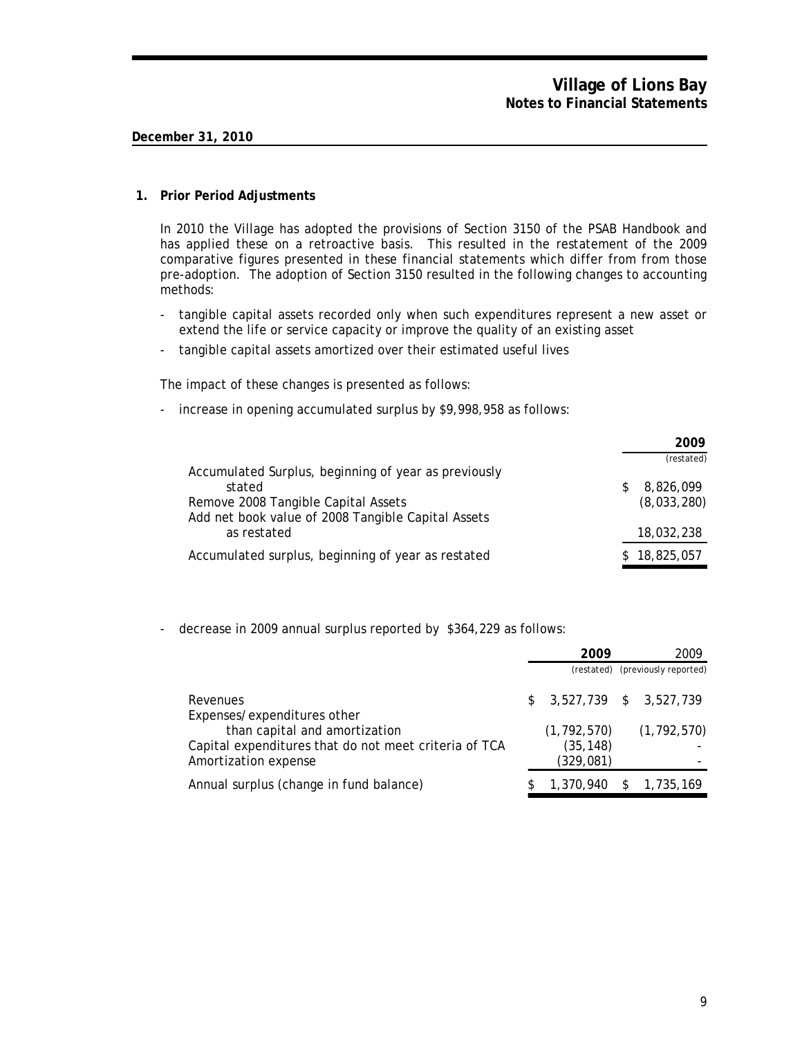# Village of Lions Bay
## Notes to Financial Statements

**December 31, 2010**

### 1. Prior Period Adjustments

In 2010 the Village has adopted the provisions of Section 3150 of the PSAB Handbook and has applied these on a retroactive basis. This resulted in the restatement of the 2009 comparative figures presented in these financial statements which differ from from those pre-adoption. The adoption of Section 3150 resulted in the following changes to accounting methods:

- tangible capital assets recorded only when such expenditures represent a new asset or extend the life or service capacity or improve the quality of an existing asset
- tangible capital assets amortized over their estimated useful lives

The impact of these changes is presented as follows:

- increase in opening accumulated surplus by $9,998,958 as follows:

| | 2009 (restated) |
|---|---|
| Accumulated Surplus, beginning of year as previously stated | $ 8,826,099 |
| Remove 2008 Tangible Capital Assets | (8,033,280) |
| Add net book value of 2008 Tangible Capital Assets as restated | 18,032,238 |
| Accumulated surplus, beginning of year as restated | $ 18,825,057 |

- decrease in 2009 annual surplus reported by $364,229 as follows:

| | 2009 (restated) | 2009 (previously reported) |
|---|---|---|
| Revenues | $ 3,527,739 | $ 3,527,739 |
| Expenses/expenditures other than capital and amortization | (1,792,570) | (1,792,570) |
| Capital expenditures that do not meet criteria of TCA | (35,148) | - |
| Amortization expense | (329,081) | - |
| Annual surplus (change in fund balance) | $ 1,370,940 | $ 1,735,169 |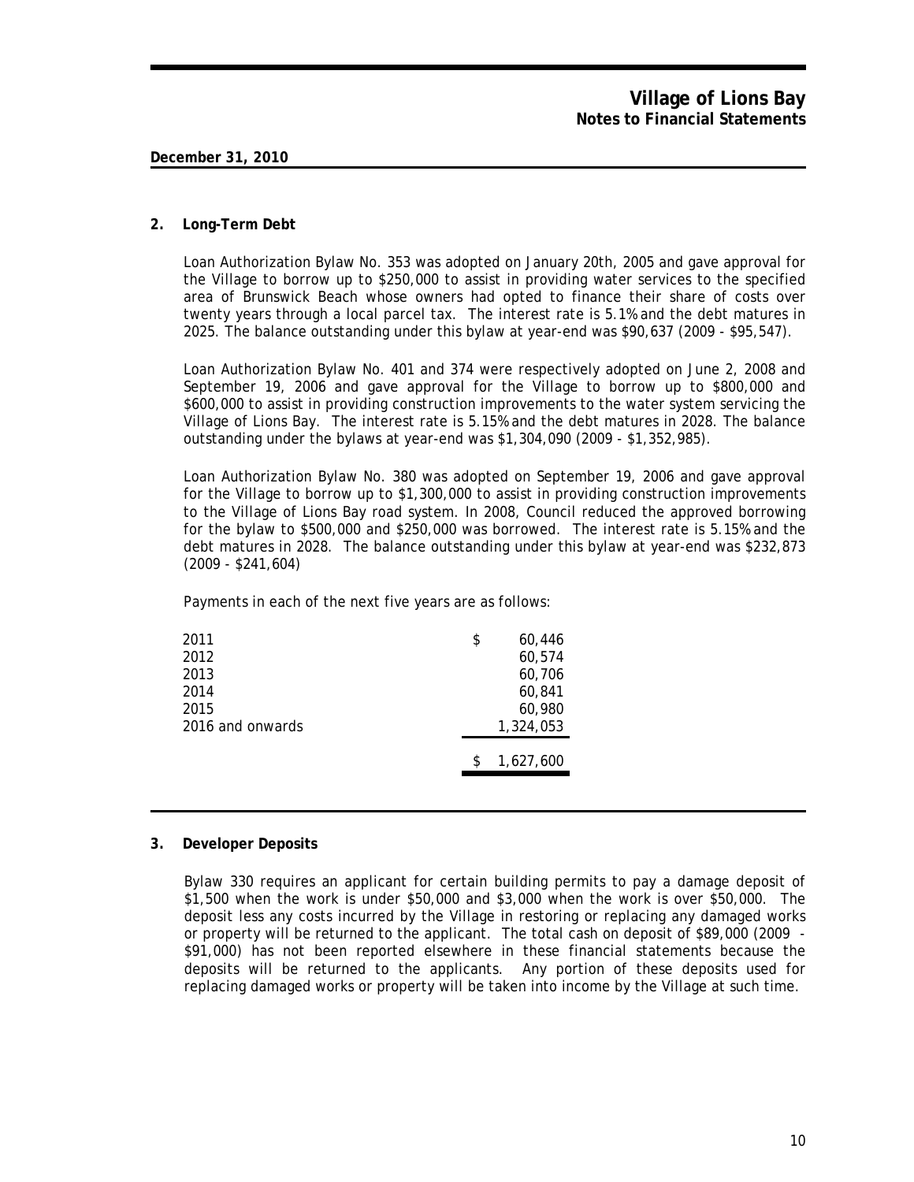**Village of Lions Bay**
**Notes to Financial Statements**

**December 31, 2010**

## 2. Long-Term Debt

Loan Authorization Bylaw No. 353 was adopted on January 20th, 2005 and gave approval for the Village to borrow up to $250,000 to assist in providing water services to the specified area of Brunswick Beach whose owners had opted to finance their share of costs over twenty years through a local parcel tax. The interest rate is 5.1% and the debt matures in 2025. The balance outstanding under this bylaw at year-end was $90,637 (2009 - $95,547).

Loan Authorization Bylaw No. 401 and 374 were respectively adopted on June 2, 2008 and September 19, 2006 and gave approval for the Village to borrow up to $800,000 and $600,000 to assist in providing construction improvements to the water system servicing the Village of Lions Bay. The interest rate is 5.15% and the debt matures in 2028. The balance outstanding under the bylaws at year-end was $1,304,090 (2009 - $1,352,985).

Loan Authorization Bylaw No. 380 was adopted on September 19, 2006 and gave approval for the Village to borrow up to $1,300,000 to assist in providing construction improvements to the Village of Lions Bay road system. In 2008, Council reduced the approved borrowing for the bylaw to $500,000 and $250,000 was borrowed. The interest rate is 5.15% and the debt matures in 2028. The balance outstanding under this bylaw at year-end was $232,873 (2009 - $241,604)

Payments in each of the next five years are as follows:

| | |
|---|---|
| 2011 | $ 60,446 |
| 2012 | 60,574 |
| 2013 | 60,706 |
| 2014 | 60,841 |
| 2015 | 60,980 |
| 2016 and onwards | 1,324,053 |
| | $ 1,627,600 |

## 3. Developer Deposits

Bylaw 330 requires an applicant for certain building permits to pay a damage deposit of $1,500 when the work is under $50,000 and $3,000 when the work is over $50,000. The deposit less any costs incurred by the Village in restoring or replacing any damaged works or property will be returned to the applicant. The total cash on deposit of $89,000 (2009 - $91,000) has not been reported elsewhere in these financial statements because the deposits will be returned to the applicants. Any portion of these deposits used for replacing damaged works or property will be taken into income by the Village at such time.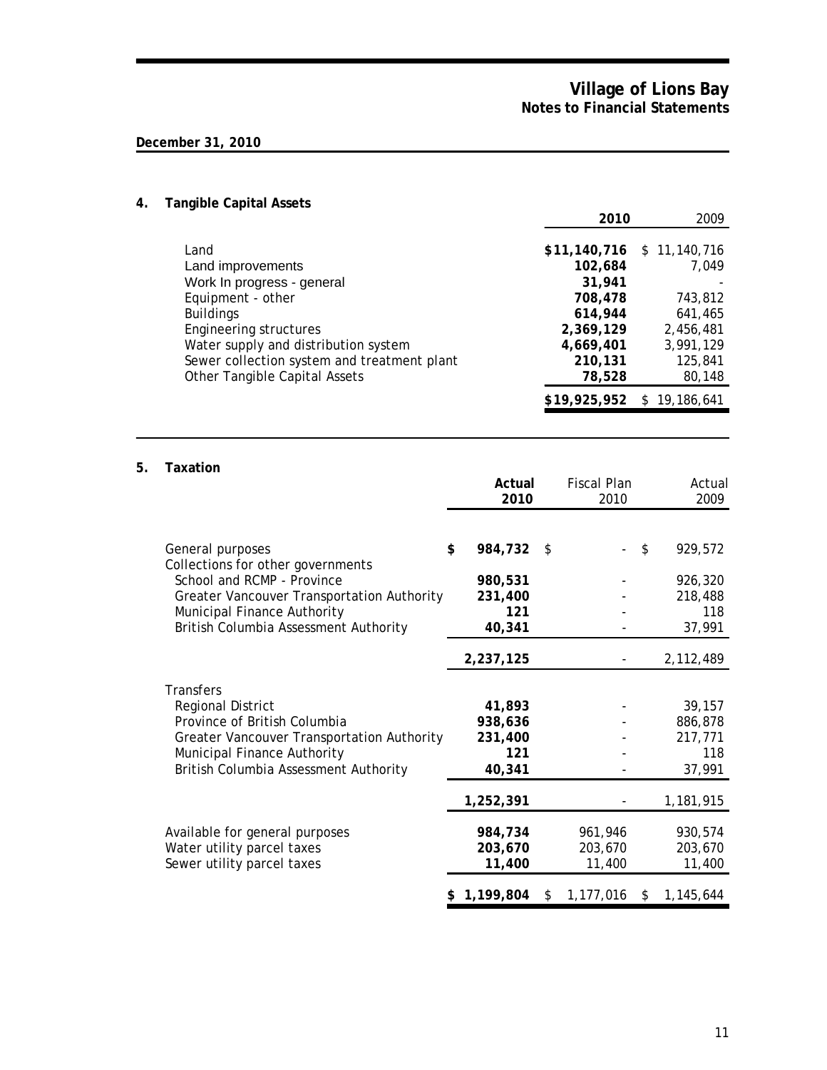# Village of Lions Bay
## Notes to Financial Statements

**December 31, 2010**

## 4. Tangible Capital Assets

| | 2010 | 2009 |
|---|---|---|
| Land | $11,140,716 | $ 11,140,716 |
| Land improvements | 102,684 | 7,049 |
| Work In progress - general | 31,941 | - |
| Equipment - other | 708,478 | 743,812 |
| Buildings | 614,944 | 641,465 |
| Engineering structures | 2,369,129 | 2,456,481 |
| Water supply and distribution system | 4,669,401 | 3,991,129 |
| Sewer collection system and treatment plant | 210,131 | 125,841 |
| Other Tangible Capital Assets | 78,528 | 80,148 |
| | $19,925,952 | $ 19,186,641 |

## 5. Taxation

| | Actual 2010 | Fiscal Plan 2010 | Actual 2009 |
|---|---|---|---|
| General purposes | $ 984,732 | $ - | $ 929,572 |
| Collections for other governments | | | |
| School and RCMP - Province | 980,531 | - | 926,320 |
| Greater Vancouver Transportation Authority | 231,400 | - | 218,488 |
| Municipal Finance Authority | 121 | - | 118 |
| British Columbia Assessment Authority | 40,341 | - | 37,991 |
| | 2,237,125 | - | 2,112,489 |
| Transfers | | | |
| Regional District | 41,893 | - | 39,157 |
| Province of British Columbia | 938,636 | - | 886,878 |
| Greater Vancouver Transportation Authority | 231,400 | - | 217,771 |
| Municipal Finance Authority | 121 | - | 118 |
| British Columbia Assessment Authority | 40,341 | - | 37,991 |
| | 1,252,391 | - | 1,181,915 |
| Available for general purposes | 984,734 | 961,946 | 930,574 |
| Water utility parcel taxes | 203,670 | 203,670 | 203,670 |
| Sewer utility parcel taxes | 11,400 | 11,400 | 11,400 |
| | $ 1,199,804 | $ 1,177,016 | $ 1,145,644 |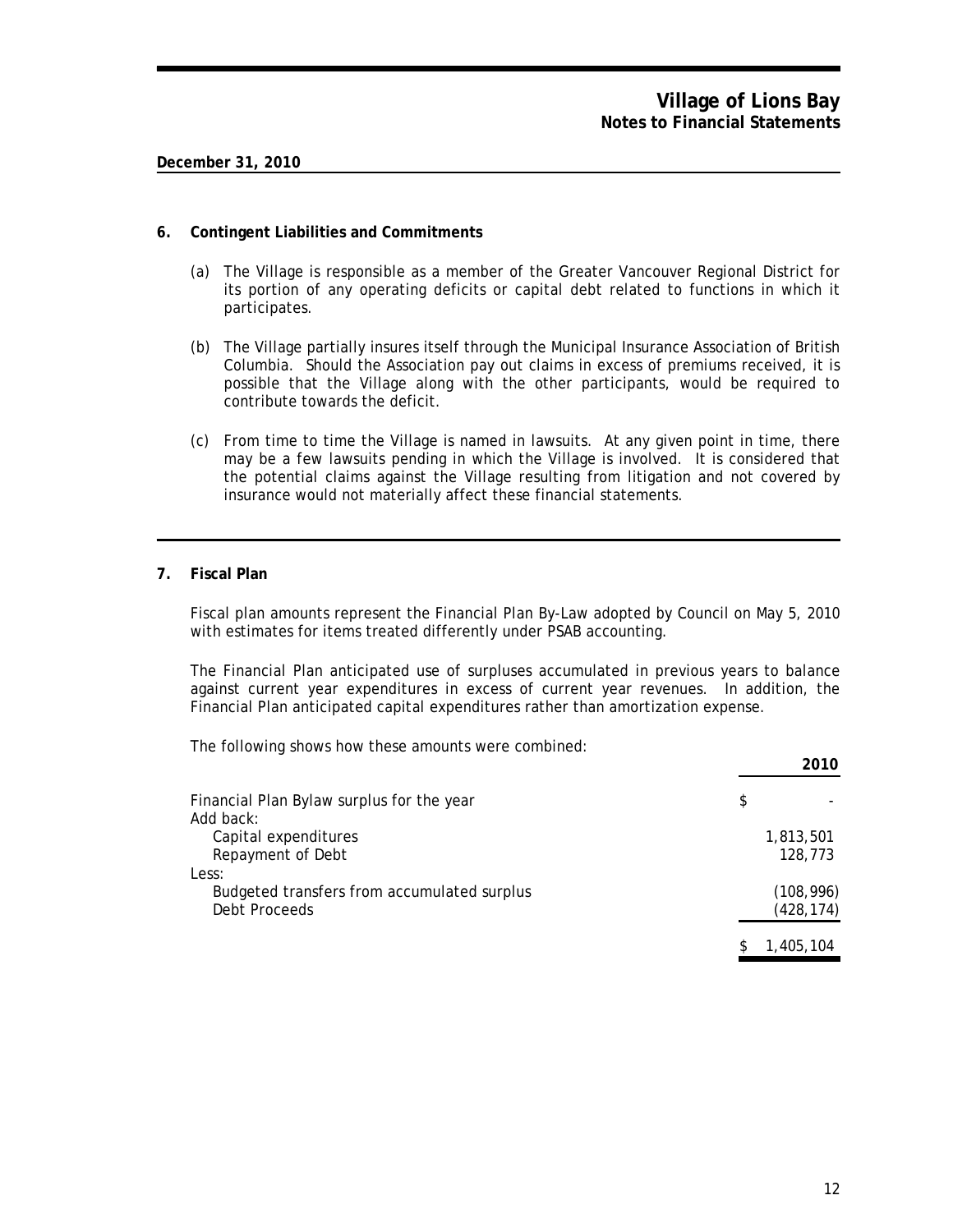**December 31, 2010**

## 6. Contingent Liabilities and Commitments

(a) The Village is responsible as a member of the Greater Vancouver Regional District for its portion of any operating deficits or capital debt related to functions in which it participates.

(b) The Village partially insures itself through the Municipal Insurance Association of British Columbia. Should the Association pay out claims in excess of premiums received, it is possible that the Village along with the other participants, would be required to contribute towards the deficit.

(c) From time to time the Village is named in lawsuits. At any given point in time, there may be a few lawsuits pending in which the Village is involved. It is considered that the potential claims against the Village resulting from litigation and not covered by insurance would not materially affect these financial statements.

## 7. Fiscal Plan

Fiscal plan amounts represent the Financial Plan By-Law adopted by Council on May 5, 2010 with estimates for items treated differently under PSAB accounting.

The Financial Plan anticipated use of surpluses accumulated in previous years to balance against current year expenditures in excess of current year revenues. In addition, the Financial Plan anticipated capital expenditures rather than amortization expense.

The following shows how these amounts were combined:

| | 2010 |
|---|---|
| Financial Plan Bylaw surplus for the year | $ - |
| Add back: | |
| Capital expenditures | 1,813,501 |
| Repayment of Debt | 128,773 |
| Less: | |
| Budgeted transfers from accumulated surplus | (108,996) |
| Debt Proceeds | (428,174) |
| | $ 1,405,104 |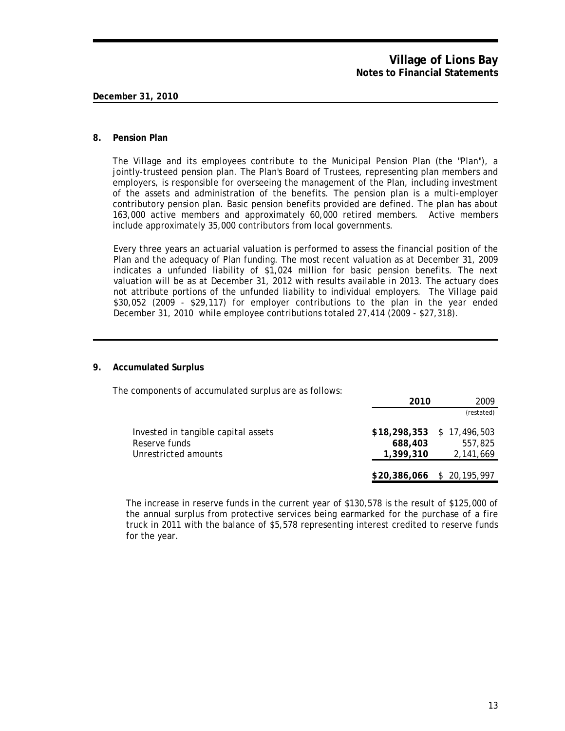**December 31, 2010**

## 8. Pension Plan

The Village and its employees contribute to the Municipal Pension Plan (the "Plan"), a jointly-trusteed pension plan. The Plan's Board of Trustees, representing plan members and employers, is responsible for overseeing the management of the Plan, including investment of the assets and administration of the benefits. The pension plan is a multi-employer contributory pension plan. Basic pension benefits provided are defined. The plan has about 163,000 active members and approximately 60,000 retired members. Active members include approximately 35,000 contributors from local governments.

Every three years an actuarial valuation is performed to assess the financial position of the Plan and the adequacy of Plan funding. The most recent valuation as at December 31, 2009 indicates a unfunded liability of $1,024 million for basic pension benefits. The next valuation will be as at December 31, 2012 with results available in 2013. The actuary does not attribute portions of the unfunded liability to individual employers. The Village paid $30,052 (2009 - $29,117) for employer contributions to the plan in the year ended December 31, 2010 while employee contributions totaled 27,414 (2009 - $27,318).

## 9. Accumulated Surplus

The components of accumulated surplus are as follows:

| | **2010** | 2009 (restated) |
|---|---|---|
| Invested in tangible capital assets | **$18,298,353** | $ 17,496,503 |
| Reserve funds | **688,403** | 557,825 |
| Unrestricted amounts | **1,399,310** | 2,141,669 |
| | **$20,386,066** | $ 20,195,997 |

The increase in reserve funds in the current year of $130,578 is the result of $125,000 of the annual surplus from protective services being earmarked for the purchase of a fire truck in 2011 with the balance of $5,578 representing interest credited to reserve funds for the year.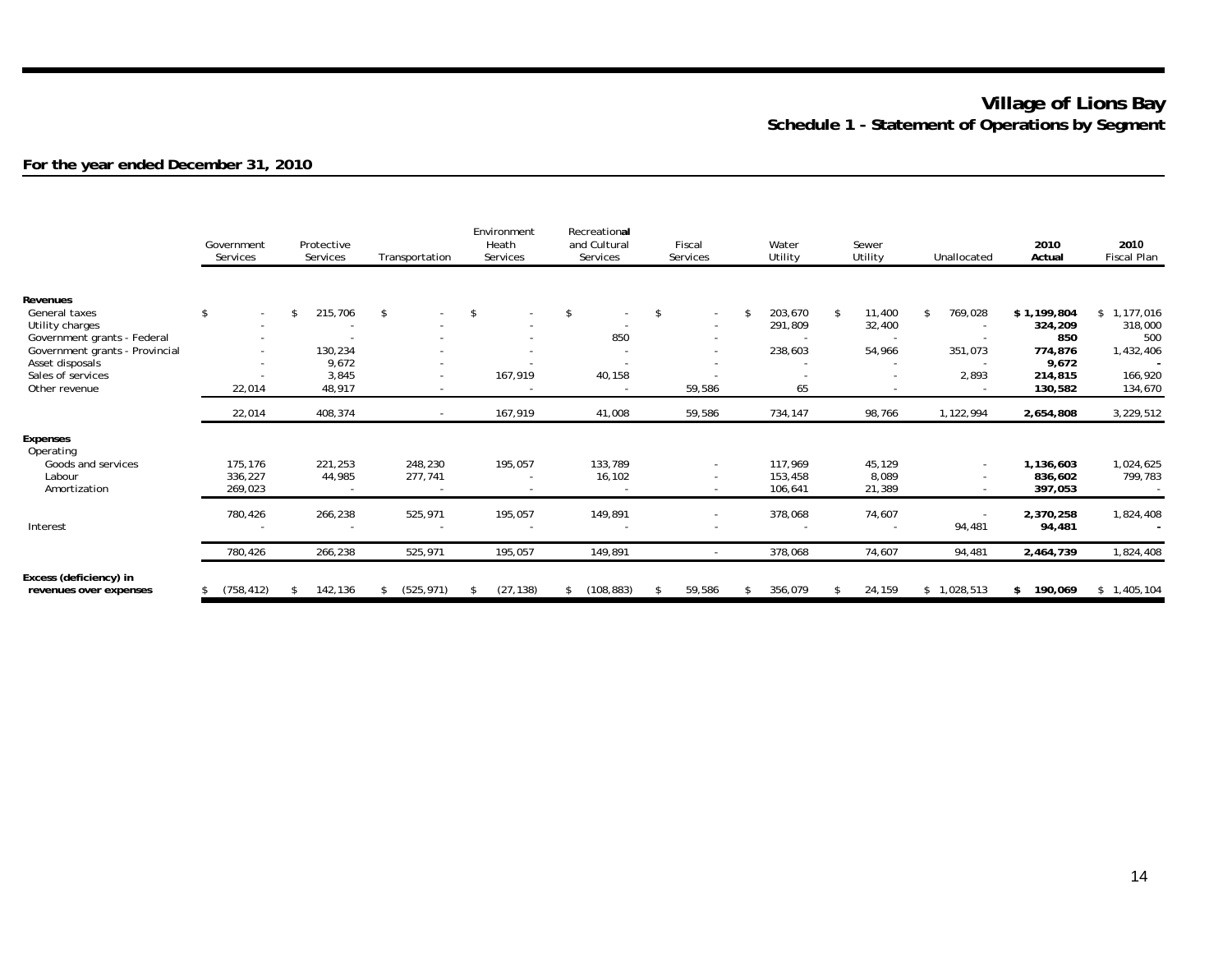# Village of Lions Bay

## Schedule 1 - Statement of Operations by Segment

### For the year ended December 31, 2010

| | Government Services | Protective Services | Transportation | Environment Heath Services | Recreational and Cultural Services | Fiscal Services | Water Utility | Sewer Utility | Unallocated | 2010 Actual | 2010 Fiscal Plan |
|---|---|---|---|---|---|---|---|---|---|---|---|
| **Revenues** | | | | | | | | | | | |
| General taxes | $ - | $ 215,706 | $ - | $ - | $ - | $ - | $ 203,670 | $ 11,400 | $ 769,028 | **$ 1,199,804** | $ 1,177,016 |
| Utility charges | - | - | - | - | - | - | 291,809 | 32,400 | - | **324,209** | 318,000 |
| Government grants - Federal | - | - | - | - | 850 | - | - | - | - | **850** | 500 |
| Government grants - Provincial | - | 130,234 | - | - | - | - | 238,603 | 54,966 | 351,073 | **774,876** | 1,432,406 |
| Asset disposals | - | 9,672 | - | - | - | - | - | - | - | **9,672** | - |
| Sales of services | - | 3,845 | - | 167,919 | 40,158 | - | - | - | 2,893 | **214,815** | 166,920 |
| Other revenue | 22,014 | 48,917 | - | - | - | 59,586 | 65 | - | - | **130,582** | 134,670 |
| | 22,014 | 408,374 | - | 167,919 | 41,008 | 59,586 | 734,147 | 98,766 | 1,122,994 | **2,654,808** | 3,229,512 |
| **Expenses** | | | | | | | | | | | |
| Operating | | | | | | | | | | | |
| Goods and services | 175,176 | 221,253 | 248,230 | 195,057 | 133,789 | - | 117,969 | 45,129 | - | **1,136,603** | 1,024,625 |
| Labour | 336,227 | 44,985 | 277,741 | - | 16,102 | - | 153,458 | 8,089 | - | **836,602** | 799,783 |
| Amortization | 269,023 | - | - | - | - | - | 106,641 | 21,389 | - | **397,053** | - |
| | 780,426 | 266,238 | 525,971 | 195,057 | 149,891 | - | 378,068 | 74,607 | - | **2,370,258** | 1,824,408 |
| Interest | - | - | - | - | - | - | - | - | 94,481 | **94,481** | - |
| | 780,426 | 266,238 | 525,971 | 195,057 | 149,891 | - | 378,068 | 74,607 | 94,481 | **2,464,739** | 1,824,408 |
| **Excess (deficiency) in revenues over expenses** | $ (758,412) | $ 142,136 | $ (525,971) | $ (27,138) | $ (108,883) | $ 59,586 | $ 356,079 | $ 24,159 | $ 1,028,513 | **$ 190,069** | $ 1,405,104 |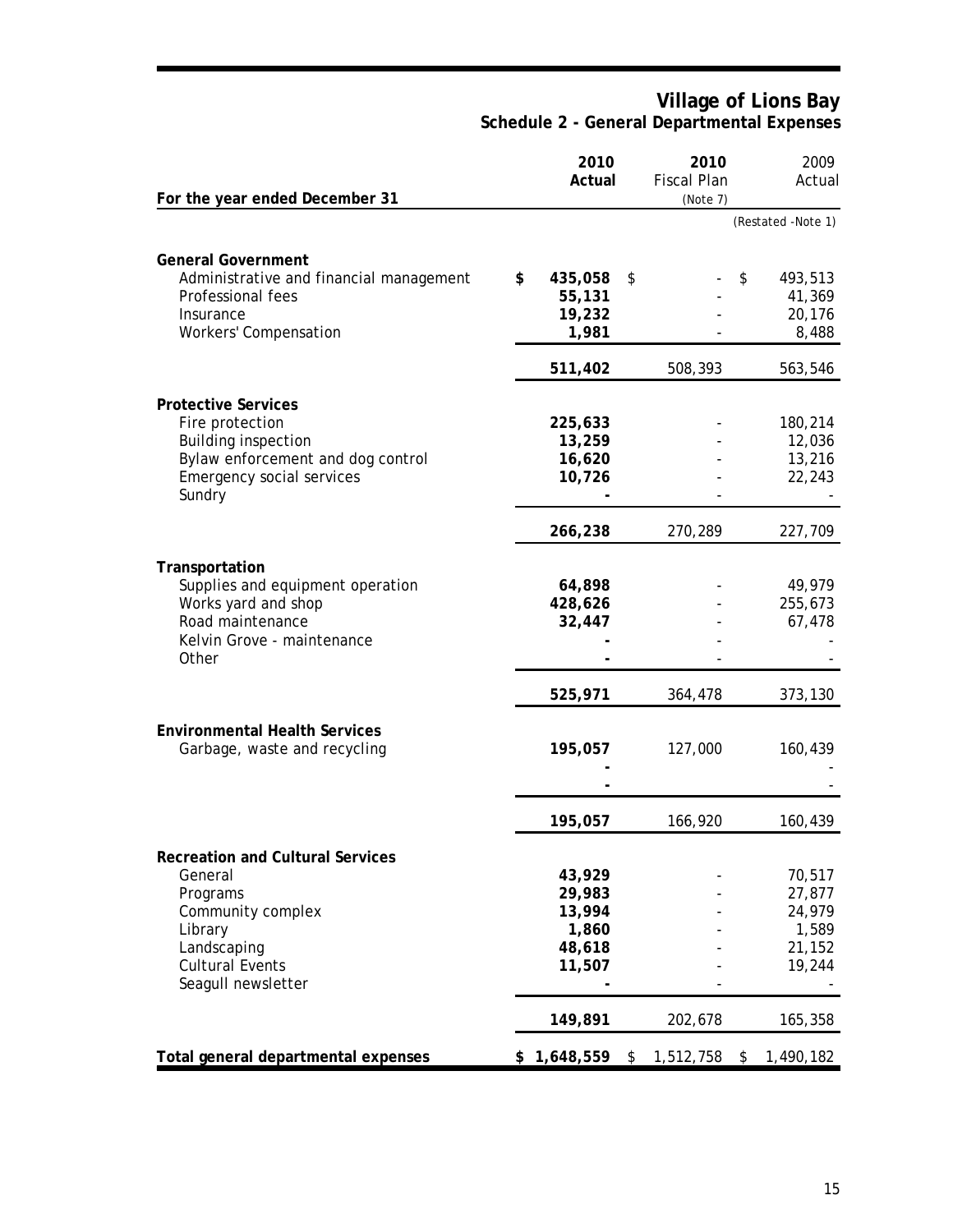# Village of Lions Bay
## Schedule 2 - General Departmental Expenses

| For the year ended December 31 | 2010 Actual | 2010 Fiscal Plan (Note 7) | 2009 Actual (Restated -Note 1) |
|---|---|---|---|
| **General Government** | | | |
| Administrative and financial management | **$ 435,058** | $ - | $ 493,513 |
| Professional fees | **55,131** | - | 41,369 |
| Insurance | **19,232** | - | 20,176 |
| Workers' Compensation | **1,981** | - | 8,488 |
| | **511,402** | 508,393 | 563,546 |
| **Protective Services** | | | |
| Fire protection | **225,633** | - | 180,214 |
| Building inspection | **13,259** | - | 12,036 |
| Bylaw enforcement and dog control | **16,620** | - | 13,216 |
| Emergency social services | **10,726** | - | 22,243 |
| Sundry | **-** | - | - |
| | **266,238** | 270,289 | 227,709 |
| **Transportation** | | | |
| Supplies and equipment operation | **64,898** | - | 49,979 |
| Works yard and shop | **428,626** | - | 255,673 |
| Road maintenance | **32,447** | - | 67,478 |
| Kelvin Grove - maintenance | **-** | - | - |
| Other | **-** | - | - |
| | **525,971** | 364,478 | 373,130 |
| **Environmental Health Services** | | | |
| Garbage, waste and recycling | **195,057** | 127,000 | 160,439 |
| | **-** | | - |
| | **-** | | - |
| | **195,057** | 166,920 | 160,439 |
| **Recreation and Cultural Services** | | | |
| General | **43,929** | - | 70,517 |
| Programs | **29,983** | - | 27,877 |
| Community complex | **13,994** | - | 24,979 |
| Library | **1,860** | - | 1,589 |
| Landscaping | **48,618** | - | 21,152 |
| Cultural Events | **11,507** | - | 19,244 |
| Seagull newsletter | **-** | - | - |
| | **149,891** | 202,678 | 165,358 |
| **Total general departmental expenses** | **$ 1,648,559** | $ 1,512,758 | $ 1,490,182 |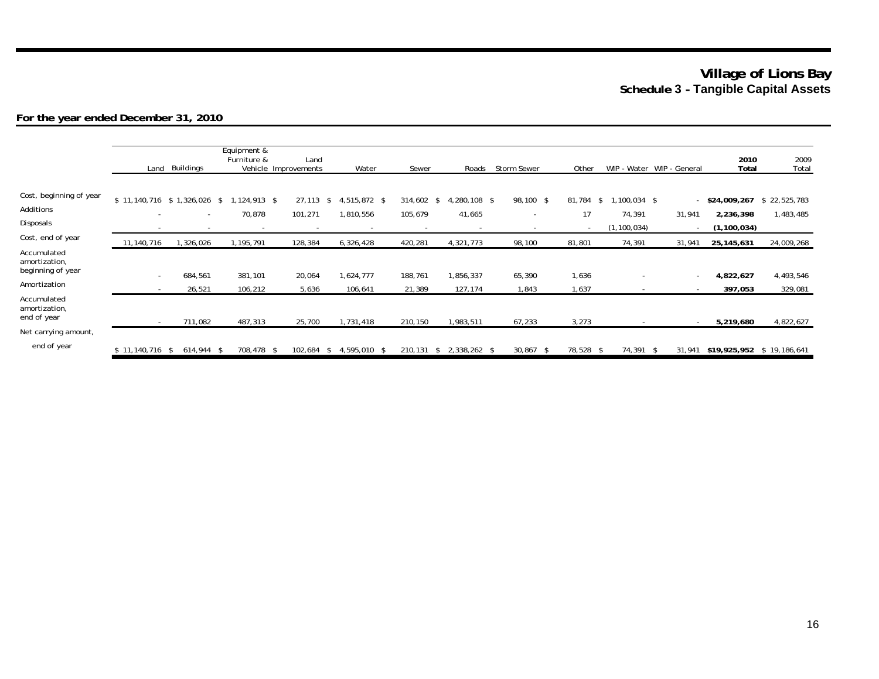# Village of Lions Bay

## Schedule 3 - Tangible Capital Assets

**For the year ended December 31, 2010**

| | Land | Buildings | Equipment & Furniture & Vehicle | Land Improvements | Water | Sewer | Roads | Storm Sewer | Other | WIP - Water | WIP - General | **2010 Total** | 2009 Total |
|---|---|---|---|---|---|---|---|---|---|---|---|---|---|
| Cost, beginning of year | $ 11,140,716 | $ 1,326,026 | $ 1,124,913 | $ 27,113 | $ 4,515,872 | $ 314,602 | $ 4,280,108 | $ 98,100 | $ 81,784 | $ 1,100,034 | $ - | **$24,009,267** | $ 22,525,783 |
| Additions | - | - | 70,878 | 101,271 | 1,810,556 | 105,679 | 41,665 | - | 17 | 74,391 | 31,941 | **2,236,398** | 1,483,485 |
| Disposals | - | - | - | - | - | - | - | - | - | (1,100,034) | - | **(1,100,034)** | |
| Cost, end of year | 11,140,716 | 1,326,026 | 1,195,791 | 128,384 | 6,326,428 | 420,281 | 4,321,773 | 98,100 | 81,801 | 74,391 | 31,941 | **25,145,631** | 24,009,268 |
| Accumulated amortization, beginning of year | - | 684,561 | 381,101 | 20,064 | 1,624,777 | 188,761 | 1,856,337 | 65,390 | 1,636 | - | - | **4,822,627** | 4,493,546 |
| Amortization | - | 26,521 | 106,212 | 5,636 | 106,641 | 21,389 | 127,174 | 1,843 | 1,637 | - | - | **397,053** | 329,081 |
| Accumulated amortization, end of year | - | 711,082 | 487,313 | 25,700 | 1,731,418 | 210,150 | 1,983,511 | 67,233 | 3,273 | - | - | **5,219,680** | 4,822,627 |
| Net carrying amount, end of year | $ 11,140,716 | $ 614,944 | $ 708,478 | $ 102,684 | $ 4,595,010 | $ 210,131 | $ 2,338,262 | $ 30,867 | $ 78,528 | $ 74,391 | $ 31,941 | **$19,925,952** | $ 19,186,641 |